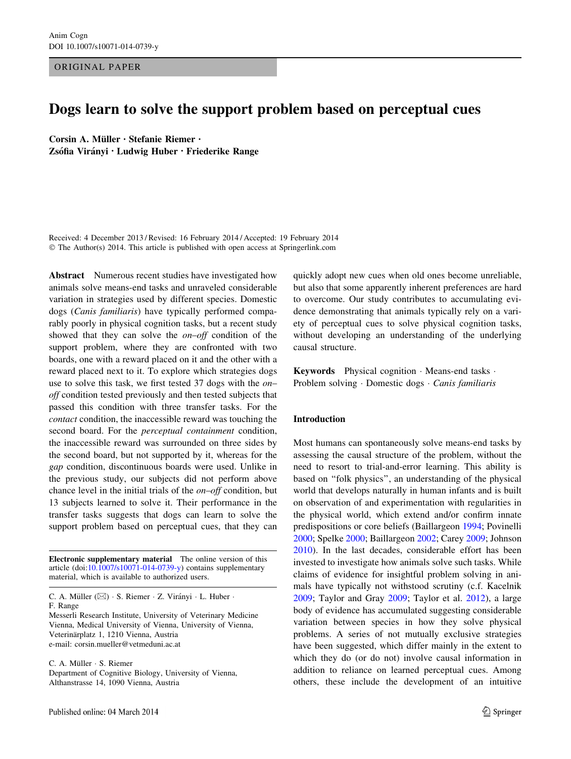Anim Cogn
DOI 10.1007/s10071-014-0739-y

ORIGINAL PAPER

# Dogs learn to solve the support problem based on perceptual cues

**Corsin A. Müller · Stefanie Riemer · Zsófia Virányi · Ludwig Huber · Friederike Range**

Received: 4 December 2013 / Revised: 16 February 2014 / Accepted: 19 February 2014
© The Author(s) 2014. This article is published with open access at Springerlink.com

**Abstract** Numerous recent studies have investigated how animals solve means-end tasks and unraveled considerable variation in strategies used by different species. Domestic dogs (*Canis familiaris*) have typically performed comparably poorly in physical cognition tasks, but a recent study showed that they can solve the *on–off* condition of the support problem, where they are confronted with two boards, one with a reward placed on it and the other with a reward placed next to it. To explore which strategies dogs use to solve this task, we first tested 37 dogs with the *on–off* condition tested previously and then tested subjects that passed this condition with three transfer tasks. For the *contact* condition, the inaccessible reward was touching the second board. For the *perceptual containment* condition, the inaccessible reward was surrounded on three sides by the second board, but not supported by it, whereas for the *gap* condition, discontinuous boards were used. Unlike in the previous study, our subjects did not perform above chance level in the initial trials of the *on–off* condition, but 13 subjects learned to solve it. Their performance in the transfer tasks suggests that dogs can learn to solve the support problem based on perceptual cues, that they can quickly adopt new cues when old ones become unreliable, but also that some apparently inherent preferences are hard to overcome. Our study contributes to accumulating evidence demonstrating that animals typically rely on a variety of perceptual cues to solve physical cognition tasks, without developing an understanding of the underlying causal structure.

**Keywords** Physical cognition · Means-end tasks · Problem solving · Domestic dogs · *Canis familiaris*

**Electronic supplementary material** The online version of this article (doi:10.1007/s10071-014-0739-y) contains supplementary material, which is available to authorized users.

C. A. Müller (✉) · S. Riemer · Z. Virányi · L. Huber · F. Range
Messerli Research Institute, University of Veterinary Medicine Vienna, Medical University of Vienna, University of Vienna, Veterinärplatz 1, 1210 Vienna, Austria
e-mail: corsin.mueller@vetmeduni.ac.at

C. A. Müller · S. Riemer
Department of Cognitive Biology, University of Vienna, Althanstrasse 14, 1090 Vienna, Austria

## Introduction

Most humans can spontaneously solve means-end tasks by assessing the causal structure of the problem, without the need to resort to trial-and-error learning. This ability is based on "folk physics", an understanding of the physical world that develops naturally in human infants and is built on observation of and experimentation with regularities in the physical world, which extend and/or confirm innate predispositions or core beliefs (Baillargeon 1994; Povinelli 2000; Spelke 2000; Baillargeon 2002; Carey 2009; Johnson 2010). In the last decades, considerable effort has been invested to investigate how animals solve such tasks. While claims of evidence for insightful problem solving in animals have typically not withstood scrutiny (c.f. Kacelnik 2009; Taylor and Gray 2009; Taylor et al. 2012), a large body of evidence has accumulated suggesting considerable variation between species in how they solve physical problems. A series of not mutually exclusive strategies have been suggested, which differ mainly in the extent to which they do (or do not) involve causal information in addition to reliance on learned perceptual cues. Among others, these include the development of an intuitive

Published online: 04 March 2014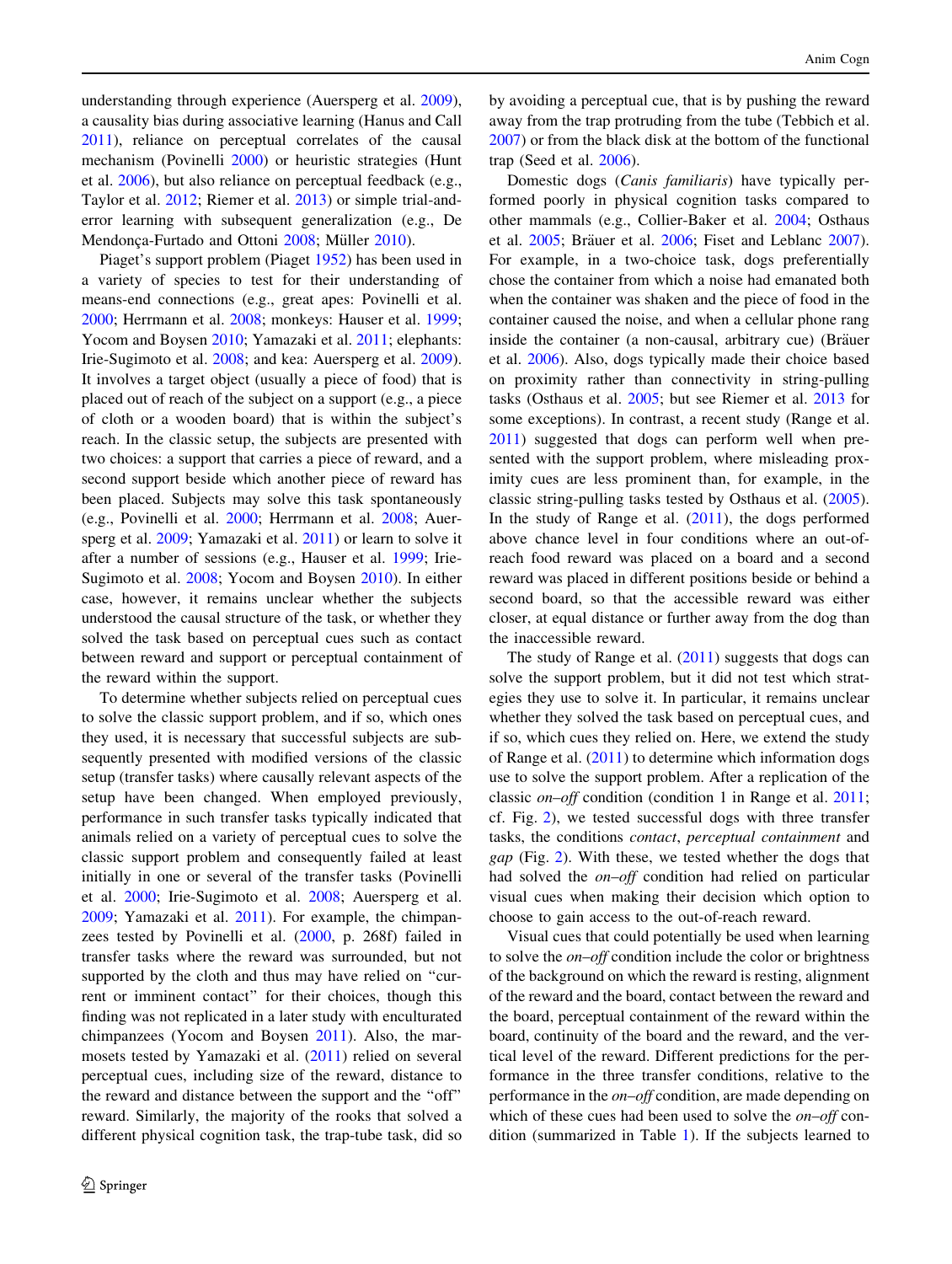understanding through experience (Auersperg et al. 2009), a causality bias during associative learning (Hanus and Call 2011), reliance on perceptual correlates of the causal mechanism (Povinelli 2000) or heuristic strategies (Hunt et al. 2006), but also reliance on perceptual feedback (e.g., Taylor et al. 2012; Riemer et al. 2013) or simple trial-and-error learning with subsequent generalization (e.g., De Mendonça-Furtado and Ottoni 2008; Müller 2010).

Piaget's support problem (Piaget 1952) has been used in a variety of species to test for their understanding of means-end connections (e.g., great apes: Povinelli et al. 2000; Herrmann et al. 2008; monkeys: Hauser et al. 1999; Yocom and Boysen 2010; Yamazaki et al. 2011; elephants: Irie-Sugimoto et al. 2008; and kea: Auersperg et al. 2009). It involves a target object (usually a piece of food) that is placed out of reach of the subject on a support (e.g., a piece of cloth or a wooden board) that is within the subject's reach. In the classic setup, the subjects are presented with two choices: a support that carries a piece of reward, and a second support beside which another piece of reward has been placed. Subjects may solve this task spontaneously (e.g., Povinelli et al. 2000; Herrmann et al. 2008; Auersperg et al. 2009; Yamazaki et al. 2011) or learn to solve it after a number of sessions (e.g., Hauser et al. 1999; Irie-Sugimoto et al. 2008; Yocom and Boysen 2010). In either case, however, it remains unclear whether the subjects understood the causal structure of the task, or whether they solved the task based on perceptual cues such as contact between reward and support or perceptual containment of the reward within the support.

To determine whether subjects relied on perceptual cues to solve the classic support problem, and if so, which ones they used, it is necessary that successful subjects are subsequently presented with modified versions of the classic setup (transfer tasks) where causally relevant aspects of the setup have been changed. When employed previously, performance in such transfer tasks typically indicated that animals relied on a variety of perceptual cues to solve the classic support problem and consequently failed at least initially in one or several of the transfer tasks (Povinelli et al. 2000; Irie-Sugimoto et al. 2008; Auersperg et al. 2009; Yamazaki et al. 2011). For example, the chimpanzees tested by Povinelli et al. (2000, p. 268f) failed in transfer tasks where the reward was surrounded, but not supported by the cloth and thus may have relied on "current or imminent contact" for their choices, though this finding was not replicated in a later study with enculturated chimpanzees (Yocom and Boysen 2011). Also, the marmosets tested by Yamazaki et al. (2011) relied on several perceptual cues, including size of the reward, distance to the reward and distance between the support and the "off" reward. Similarly, the majority of the rooks that solved a different physical cognition task, the trap-tube task, did so by avoiding a perceptual cue, that is by pushing the reward away from the trap protruding from the tube (Tebbich et al. 2007) or from the black disk at the bottom of the functional trap (Seed et al. 2006).

Domestic dogs (*Canis familiaris*) have typically performed poorly in physical cognition tasks compared to other mammals (e.g., Collier-Baker et al. 2004; Osthaus et al. 2005; Bräuer et al. 2006; Fiset and Leblanc 2007). For example, in a two-choice task, dogs preferentially chose the container from which a noise had emanated both when the container was shaken and the piece of food in the container caused the noise, and when a cellular phone rang inside the container (a non-causal, arbitrary cue) (Bräuer et al. 2006). Also, dogs typically made their choice based on proximity rather than connectivity in string-pulling tasks (Osthaus et al. 2005; but see Riemer et al. 2013 for some exceptions). In contrast, a recent study (Range et al. 2011) suggested that dogs can perform well when presented with the support problem, where misleading proximity cues are less prominent than, for example, in the classic string-pulling tasks tested by Osthaus et al. (2005). In the study of Range et al. (2011), the dogs performed above chance level in four conditions where an out-of-reach food reward was placed on a board and a second reward was placed in different positions beside or behind a second board, so that the accessible reward was either closer, at equal distance or further away from the dog than the inaccessible reward.

The study of Range et al. (2011) suggests that dogs can solve the support problem, but it did not test which strategies they use to solve it. In particular, it remains unclear whether they solved the task based on perceptual cues, and if so, which cues they relied on. Here, we extend the study of Range et al. (2011) to determine which information dogs use to solve the support problem. After a replication of the classic *on–off* condition (condition 1 in Range et al. 2011; cf. Fig. 2), we tested successful dogs with three transfer tasks, the conditions *contact*, *perceptual containment* and *gap* (Fig. 2). With these, we tested whether the dogs that had solved the *on–off* condition had relied on particular visual cues when making their decision which option to choose to gain access to the out-of-reach reward.

Visual cues that could potentially be used when learning to solve the *on–off* condition include the color or brightness of the background on which the reward is resting, alignment of the reward and the board, contact between the reward and the board, perceptual containment of the reward within the board, continuity of the board and the reward, and the vertical level of the reward. Different predictions for the performance in the three transfer conditions, relative to the performance in the *on–off* condition, are made depending on which of these cues had been used to solve the *on–off* condition (summarized in Table 1). If the subjects learned to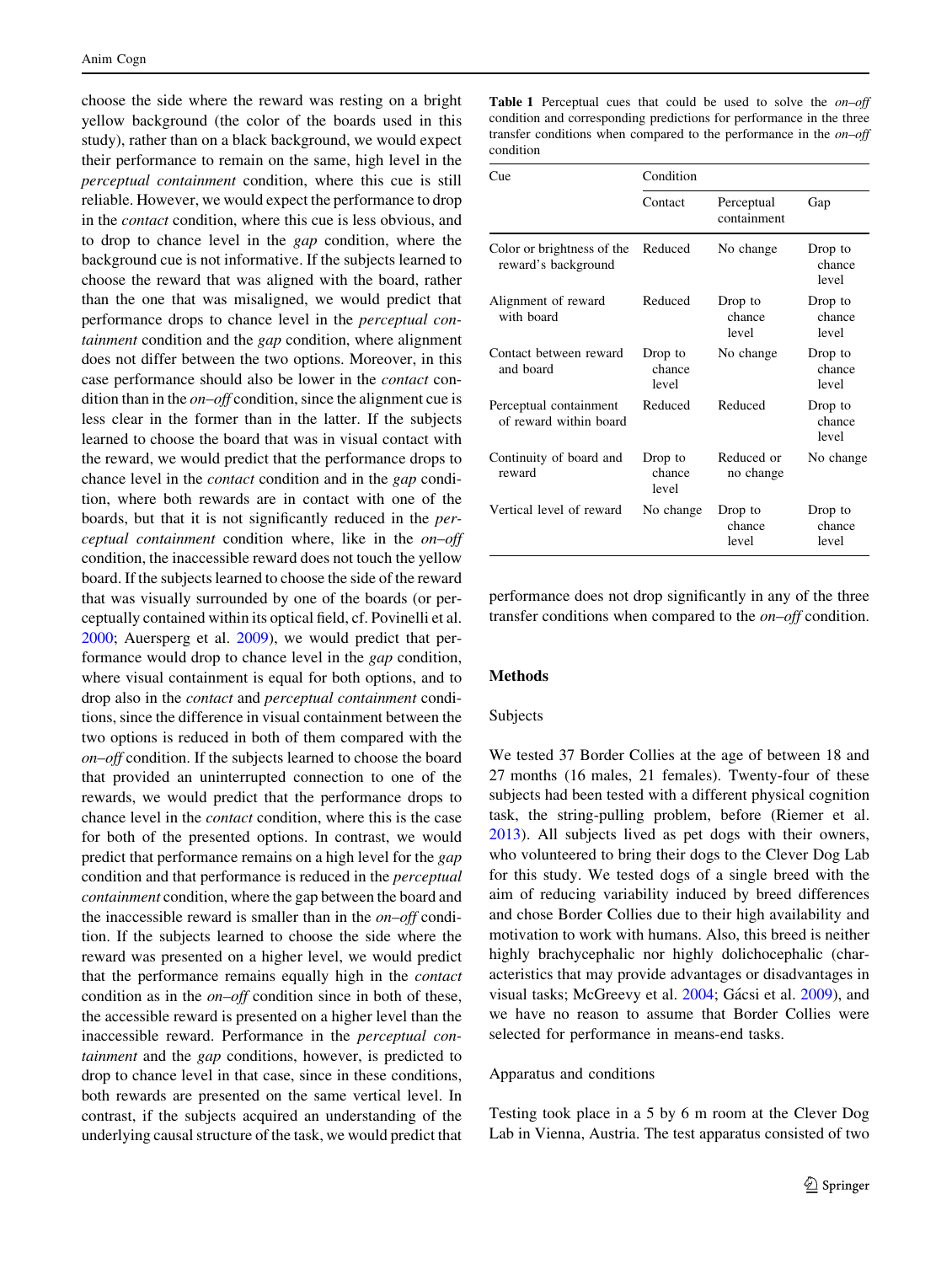choose the side where the reward was resting on a bright yellow background (the color of the boards used in this study), rather than on a black background, we would expect their performance to remain on the same, high level in the *perceptual containment* condition, where this cue is still reliable. However, we would expect the performance to drop in the *contact* condition, where this cue is less obvious, and to drop to chance level in the *gap* condition, where the background cue is not informative. If the subjects learned to choose the reward that was aligned with the board, rather than the one that was misaligned, we would predict that performance drops to chance level in the *perceptual containment* condition and the *gap* condition, where alignment does not differ between the two options. Moreover, in this case performance should also be lower in the *contact* condition than in the *on–off* condition, since the alignment cue is less clear in the former than in the latter. If the subjects learned to choose the board that was in visual contact with the reward, we would predict that the performance drops to chance level in the *contact* condition and in the *gap* condition, where both rewards are in contact with one of the boards, but that it is not significantly reduced in the *perceptual containment* condition where, like in the *on–off* condition, the inaccessible reward does not touch the yellow board. If the subjects learned to choose the side of the reward that was visually surrounded by one of the boards (or perceptually contained within its optical field, cf. Povinelli et al. 2000; Auersperg et al. 2009), we would predict that performance would drop to chance level in the *gap* condition, where visual containment is equal for both options, and to drop also in the *contact* and *perceptual containment* conditions, since the difference in visual containment between the two options is reduced in both of them compared with the *on–off* condition. If the subjects learned to choose the board that provided an uninterrupted connection to one of the rewards, we would predict that the performance drops to chance level in the *contact* condition, where this is the case for both of the presented options. In contrast, we would predict that performance remains on a high level for the *gap* condition and that performance is reduced in the *perceptual containment* condition, where the gap between the board and the inaccessible reward is smaller than in the *on–off* condition. If the subjects learned to choose the side where the reward was presented on a higher level, we would predict that the performance remains equally high in the *contact* condition as in the *on–off* condition since in both of these, the accessible reward is presented on a higher level than the inaccessible reward. Performance in the *perceptual containment* and the *gap* conditions, however, is predicted to drop to chance level in that case, since in these conditions, both rewards are presented on the same vertical level. In contrast, if the subjects acquired an understanding of the underlying causal structure of the task, we would predict that performance does not drop significantly in any of the three transfer conditions when compared to the *on–off* condition.

**Table 1** Perceptual cues that could be used to solve the *on–off* condition and corresponding predictions for performance in the three transfer conditions when compared to the performance in the *on–off* condition

| Cue | Condition | | |
|---|---|---|---|
| | Contact | Perceptual containment | Gap |
| Color or brightness of the reward's background | Reduced | No change | Drop to chance level |
| Alignment of reward with board | Reduced | Drop to chance level | Drop to chance level |
| Contact between reward and board | Drop to chance level | No change | Drop to chance level |
| Perceptual containment of reward within board | Reduced | Reduced | Drop to chance level |
| Continuity of board and reward | Drop to chance level | Reduced or no change | No change |
| Vertical level of reward | No change | Drop to chance level | Drop to chance level |

## Methods

### Subjects

We tested 37 Border Collies at the age of between 18 and 27 months (16 males, 21 females). Twenty-four of these subjects had been tested with a different physical cognition task, the string-pulling problem, before (Riemer et al. 2013). All subjects lived as pet dogs with their owners, who volunteered to bring their dogs to the Clever Dog Lab for this study. We tested dogs of a single breed with the aim of reducing variability induced by breed differences and chose Border Collies due to their high availability and motivation to work with humans. Also, this breed is neither highly brachycephalic nor highly dolichocephalic (characteristics that may provide advantages or disadvantages in visual tasks; McGreevy et al. 2004; Gácsi et al. 2009), and we have no reason to assume that Border Collies were selected for performance in means-end tasks.

### Apparatus and conditions

Testing took place in a 5 by 6 m room at the Clever Dog Lab in Vienna, Austria. The test apparatus consisted of two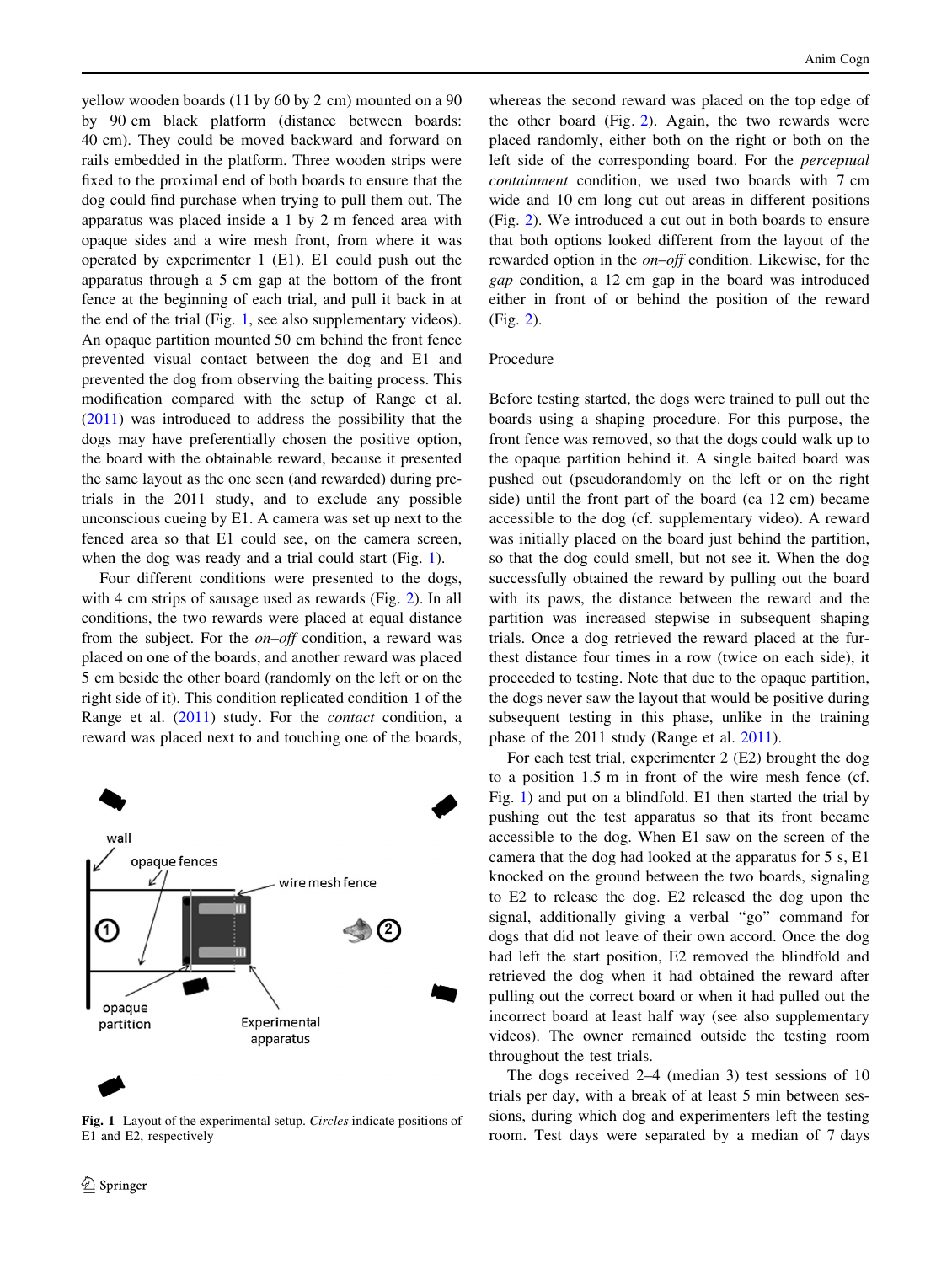yellow wooden boards (11 by 60 by 2 cm) mounted on a 90 by 90 cm black platform (distance between boards: 40 cm). They could be moved backward and forward on rails embedded in the platform. Three wooden strips were fixed to the proximal end of both boards to ensure that the dog could find purchase when trying to pull them out. The apparatus was placed inside a 1 by 2 m fenced area with opaque sides and a wire mesh front, from where it was operated by experimenter 1 (E1). E1 could push out the apparatus through a 5 cm gap at the bottom of the front fence at the beginning of each trial, and pull it back in at the end of the trial (Fig. 1, see also supplementary videos). An opaque partition mounted 50 cm behind the front fence prevented visual contact between the dog and E1 and prevented the dog from observing the baiting process. This modification compared with the setup of Range et al. (2011) was introduced to address the possibility that the dogs may have preferentially chosen the positive option, the board with the obtainable reward, because it presented the same layout as the one seen (and rewarded) during pre-trials in the 2011 study, and to exclude any possible unconscious cueing by E1. A camera was set up next to the fenced area so that E1 could see, on the camera screen, when the dog was ready and a trial could start (Fig. 1).

Four different conditions were presented to the dogs, with 4 cm strips of sausage used as rewards (Fig. 2). In all conditions, the two rewards were placed at equal distance from the subject. For the *on–off* condition, a reward was placed on one of the boards, and another reward was placed 5 cm beside the other board (randomly on the left or on the right side of it). This condition replicated condition 1 of the Range et al. (2011) study. For the *contact* condition, a reward was placed next to and touching one of the boards,

wall

opaque fences

wire mesh fence

opaque partition

Experimental apparatus

**Fig. 1** Layout of the experimental setup. *Circles* indicate positions of E1 and E2, respectively

whereas the second reward was placed on the top edge of the other board (Fig. 2). Again, the two rewards were placed randomly, either both on the right or both on the left side of the corresponding board. For the *perceptual containment* condition, we used two boards with 7 cm wide and 10 cm long cut out areas in different positions (Fig. 2). We introduced a cut out in both boards to ensure that both options looked different from the layout of the rewarded option in the *on–off* condition. Likewise, for the *gap* condition, a 12 cm gap in the board was introduced either in front of or behind the position of the reward (Fig. 2).

### Procedure

Before testing started, the dogs were trained to pull out the boards using a shaping procedure. For this purpose, the front fence was removed, so that the dogs could walk up to the opaque partition behind it. A single baited board was pushed out (pseudorandomly on the left or on the right side) until the front part of the board (ca 12 cm) became accessible to the dog (cf. supplementary video). A reward was initially placed on the board just behind the partition, so that the dog could smell, but not see it. When the dog successfully obtained the reward by pulling out the board with its paws, the distance between the reward and the partition was increased stepwise in subsequent shaping trials. Once a dog retrieved the reward placed at the furthest distance four times in a row (twice on each side), it proceeded to testing. Note that due to the opaque partition, the dogs never saw the layout that would be positive during subsequent testing in this phase, unlike in the training phase of the 2011 study (Range et al. 2011).

For each test trial, experimenter 2 (E2) brought the dog to a position 1.5 m in front of the wire mesh fence (cf. Fig. 1) and put on a blindfold. E1 then started the trial by pushing out the test apparatus so that its front became accessible to the dog. When E1 saw on the screen of the camera that the dog had looked at the apparatus for 5 s, E1 knocked on the ground between the two boards, signaling to E2 to release the dog. E2 released the dog upon the signal, additionally giving a verbal "go" command for dogs that did not leave of their own accord. Once the dog had left the start position, E2 removed the blindfold and retrieved the dog when it had obtained the reward after pulling out the correct board or when it had pulled out the incorrect board at least half way (see also supplementary videos). The owner remained outside the testing room throughout the test trials.

The dogs received 2–4 (median 3) test sessions of 10 trials per day, with a break of at least 5 min between sessions, during which dog and experimenters left the testing room. Test days were separated by a median of 7 days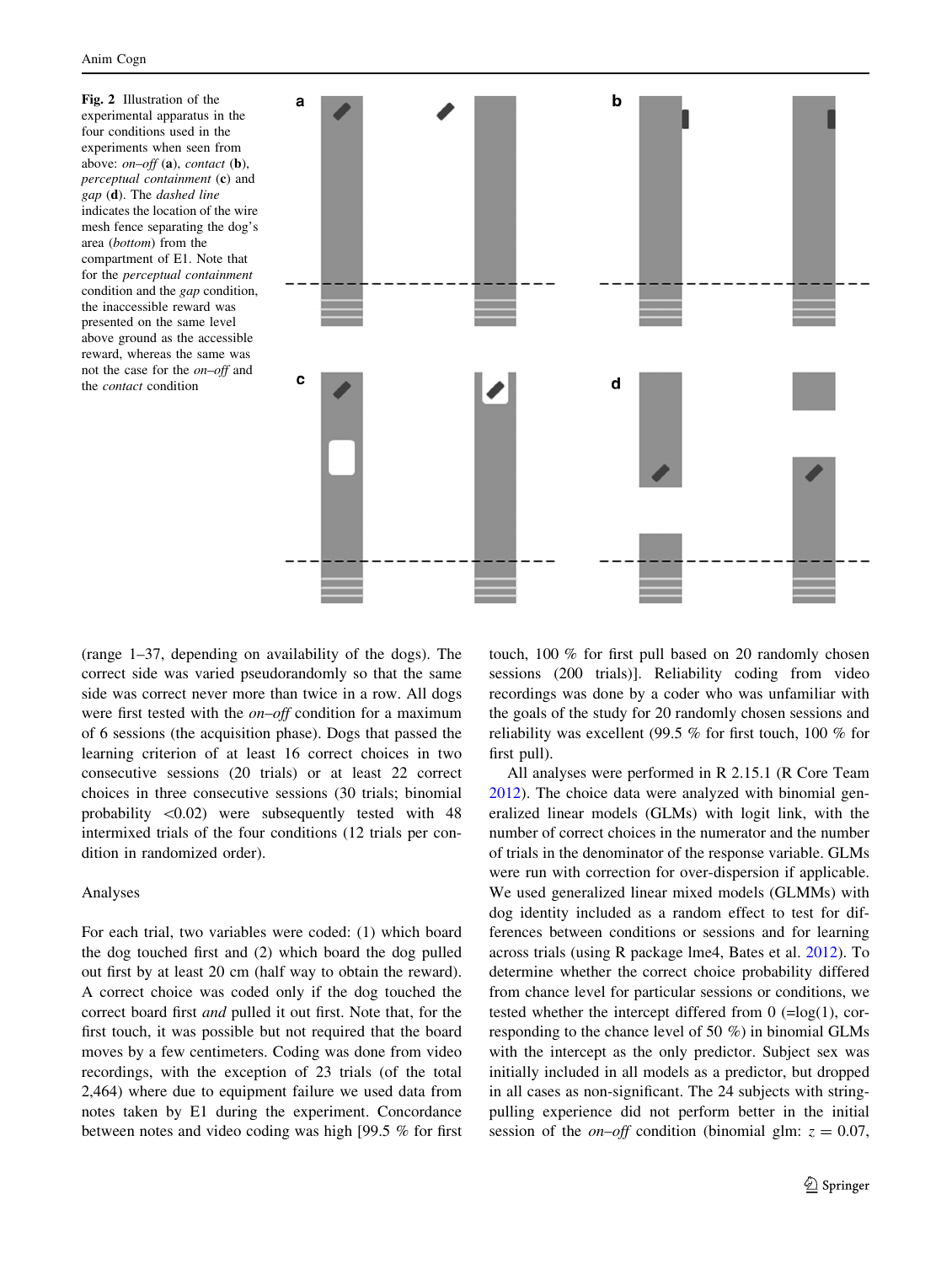**Fig. 2** Illustration of the experimental apparatus in the four conditions used in the experiments when seen from above: *on–off* (**a**), *contact* (**b**), *perceptual containment* (**c**) and *gap* (**d**). The *dashed line* indicates the location of the wire mesh fence separating the dog's area (*bottom*) from the compartment of E1. Note that for the *perceptual containment* condition and the *gap* condition, the inaccessible reward was presented on the same level above ground as the accessible reward, whereas the same was not the case for the *on–off* and the *contact* condition

(range 1–37, depending on availability of the dogs). The correct side was varied pseudorandomly so that the same side was correct never more than twice in a row. All dogs were first tested with the *on–off* condition for a maximum of 6 sessions (the acquisition phase). Dogs that passed the learning criterion of at least 16 correct choices in two consecutive sessions (20 trials) or at least 22 correct choices in three consecutive sessions (30 trials; binomial probability <0.02) were subsequently tested with 48 intermixed trials of the four conditions (12 trials per condition in randomized order).

Analyses

For each trial, two variables were coded: (1) which board the dog touched first and (2) which board the dog pulled out first by at least 20 cm (half way to obtain the reward). A correct choice was coded only if the dog touched the correct board first *and* pulled it out first. Note that, for the first touch, it was possible but not required that the board moves by a few centimeters. Coding was done from video recordings, with the exception of 23 trials (of the total 2,464) where due to equipment failure we used data from notes taken by E1 during the experiment. Concordance between notes and video coding was high [99.5 % for first touch, 100 % for first pull based on 20 randomly chosen sessions (200 trials)]. Reliability coding from video recordings was done by a coder who was unfamiliar with the goals of the study for 20 randomly chosen sessions and reliability was excellent (99.5 % for first touch, 100 % for first pull).

All analyses were performed in R 2.15.1 (R Core Team 2012). The choice data were analyzed with binomial generalized linear models (GLMs) with logit link, with the number of correct choices in the numerator and the number of trials in the denominator of the response variable. GLMs were run with correction for over-dispersion if applicable. We used generalized linear mixed models (GLMMs) with dog identity included as a random effect to test for differences between conditions or sessions and for learning across trials (using R package lme4, Bates et al. 2012). To determine whether the correct choice probability differed from chance level for particular sessions or conditions, we tested whether the intercept differed from 0 (=log(1), corresponding to the chance level of 50 %) in binomial GLMs with the intercept as the only predictor. Subject sex was initially included in all models as a predictor, but dropped in all cases as non-significant. The 24 subjects with string-pulling experience did not perform better in the initial session of the *on–off* condition (binomial glm: $z = 0.07$,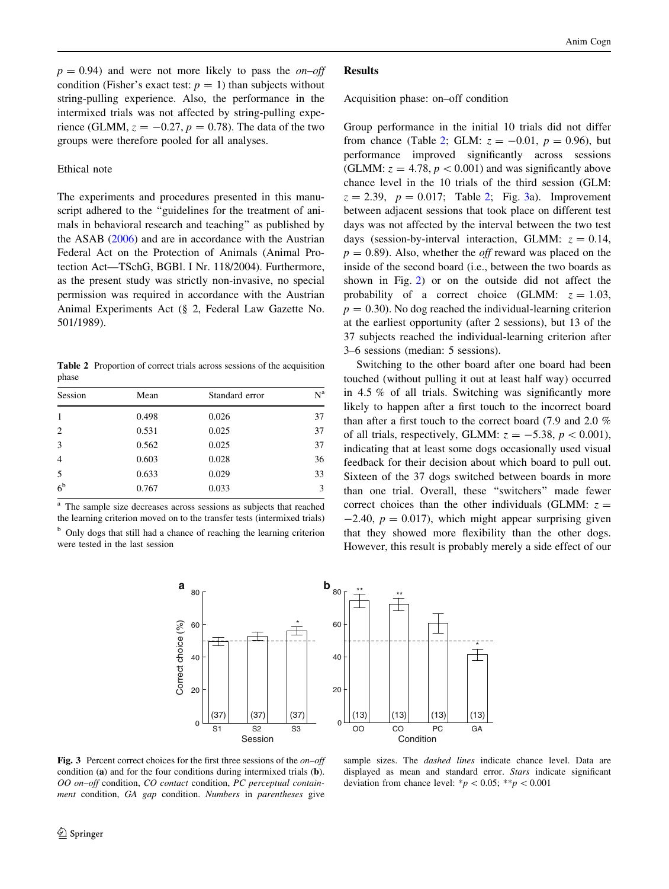$p = 0.94$) and were not more likely to pass the *on–off* condition (Fisher's exact test: $p = 1$) than subjects without string-pulling experience. Also, the performance in the intermixed trials was not affected by string-pulling experience (GLMM, $z = -0.27$, $p = 0.78$). The data of the two groups were therefore pooled for all analyses.

### Ethical note

The experiments and procedures presented in this manuscript adhered to the "guidelines for the treatment of animals in behavioral research and teaching" as published by the ASAB (2006) and are in accordance with the Austrian Federal Act on the Protection of Animals (Animal Protection Act—TSchG, BGBl. I Nr. 118/2004). Furthermore, as the present study was strictly non-invasive, no special permission was required in accordance with the Austrian Animal Experiments Act (§ 2, Federal Law Gazette No. 501/1989).

**Table 2** Proportion of correct trials across sessions of the acquisition phase

| Session | Mean | Standard error | N[a] |
|---|---|---|---|
| 1 | 0.498 | 0.026 | 37 |
| 2 | 0.531 | 0.025 | 37 |
| 3 | 0.562 | 0.025 | 37 |
| 4 | 0.603 | 0.028 | 36 |
| 5 | 0.633 | 0.029 | 33 |
| 6[b] | 0.767 | 0.033 | 3 |

[a] The sample size decreases across sessions as subjects that reached the learning criterion moved on to the transfer tests (intermixed trials)

[b] Only dogs that still had a chance of reaching the learning criterion were tested in the last session

## Results

### Acquisition phase: on–off condition

Group performance in the initial 10 trials did not differ from chance (Table 2; GLM: $z = -0.01$, $p = 0.96$), but performance improved significantly across sessions (GLMM: $z = 4.78$, $p < 0.001$) and was significantly above chance level in the 10 trials of the third session (GLM: $z = 2.39$, $p = 0.017$; Table 2; Fig. 3a). Improvement between adjacent sessions that took place on different test days was not affected by the interval between the two test days (session-by-interval interaction, GLMM: $z = 0.14$, $p = 0.89$). Also, whether the *off* reward was placed on the inside of the second board (i.e., between the two boards as shown in Fig. 2) or on the outside did not affect the probability of a correct choice (GLMM: $z = 1.03$, $p = 0.30$). No dog reached the individual-learning criterion at the earliest opportunity (after 2 sessions), but 13 of the 37 subjects reached the individual-learning criterion after 3–6 sessions (median: 5 sessions).

Switching to the other board after one board had been touched (without pulling it out at least half way) occurred in 4.5 % of all trials. Switching was significantly more likely to happen after a first touch to the incorrect board than after a first touch to the correct board (7.9 and 2.0 % of all trials, respectively, GLMM: $z = -5.38$, $p < 0.001$), indicating that at least some dogs occasionally used visual feedback for their decision about which board to pull out. Sixteen of the 37 dogs switched between boards in more than one trial. Overall, these "switchers" made fewer correct choices than the other individuals (GLMM: $z = -2.40$, $p = 0.017$), which might appear surprising given that they showed more flexibility than the other dogs. However, this result is probably merely a side effect of our

**Fig. 3** Percent correct choices for the first three sessions of the *on–off* condition (**a**) and for the four conditions during intermixed trials (**b**). *OO on–off* condition, *CO contact* condition, *PC perceptual containment* condition, *GA gap* condition. *Numbers* in *parentheses* give sample sizes. The *dashed lines* indicate chance level. Data are displayed as mean and standard error. *Stars* indicate significant deviation from chance level: \*$p < 0.05$; \*\*$p < 0.001$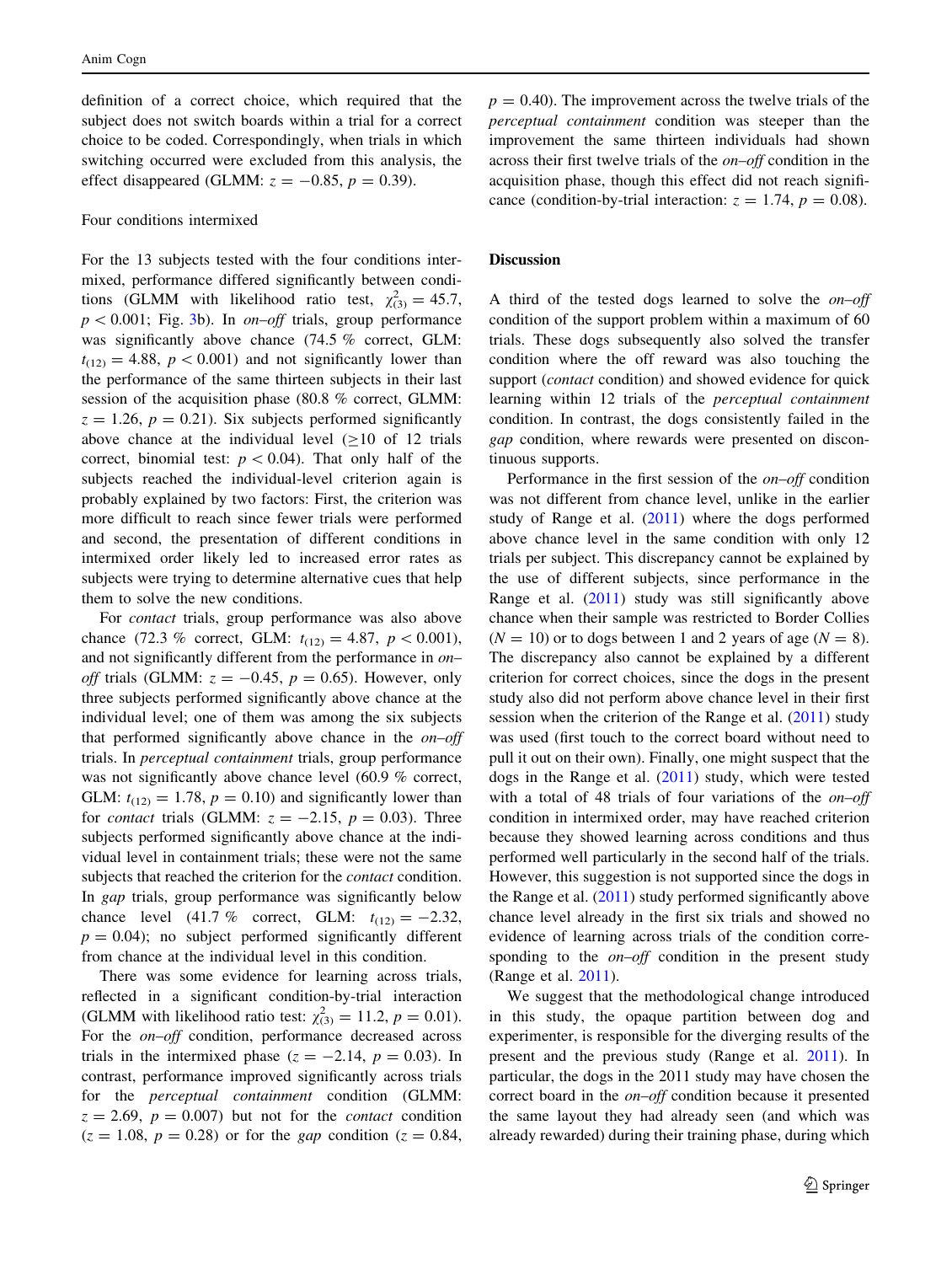definition of a correct choice, which required that the subject does not switch boards within a trial for a correct choice to be coded. Correspondingly, when trials in which switching occurred were excluded from this analysis, the effect disappeared (GLMM: $z = -0.85$, $p = 0.39$).

### Four conditions intermixed

For the 13 subjects tested with the four conditions intermixed, performance differed significantly between conditions (GLMM with likelihood ratio test, $\chi^2_{(3)} = 45.7$, $p < 0.001$; Fig. 3b). In *on–off* trials, group performance was significantly above chance (74.5 % correct, GLM: $t_{(12)} = 4.88$, $p < 0.001$) and not significantly lower than the performance of the same thirteen subjects in their last session of the acquisition phase (80.8 % correct, GLMM: $z = 1.26$, $p = 0.21$). Six subjects performed significantly above chance at the individual level ($\geq$10 of 12 trials correct, binomial test: $p < 0.04$). That only half of the subjects reached the individual-level criterion again is probably explained by two factors: First, the criterion was more difficult to reach since fewer trials were performed and second, the presentation of different conditions in intermixed order likely led to increased error rates as subjects were trying to determine alternative cues that help them to solve the new conditions.

For *contact* trials, group performance was also above chance (72.3 % correct, GLM: $t_{(12)} = 4.87$, $p < 0.001$), and not significantly different from the performance in *on–off* trials (GLMM: $z = -0.45$, $p = 0.65$). However, only three subjects performed significantly above chance at the individual level; one of them was among the six subjects that performed significantly above chance in the *on–off* trials. In *perceptual containment* trials, group performance was not significantly above chance level (60.9 % correct, GLM: $t_{(12)} = 1.78$, $p = 0.10$) and significantly lower than for *contact* trials (GLMM: $z = -2.15$, $p = 0.03$). Three subjects performed significantly above chance at the individual level in containment trials; these were not the same subjects that reached the criterion for the *contact* condition. In *gap* trials, group performance was significantly below chance level (41.7 % correct, GLM: $t_{(12)} = -2.32$, $p = 0.04$); no subject performed significantly different from chance at the individual level in this condition.

There was some evidence for learning across trials, reflected in a significant condition-by-trial interaction (GLMM with likelihood ratio test: $\chi^2_{(3)} = 11.2$, $p = 0.01$). For the *on–off* condition, performance decreased across trials in the intermixed phase ($z = -2.14$, $p = 0.03$). In contrast, performance improved significantly across trials for the *perceptual containment* condition (GLMM: $z = 2.69$, $p = 0.007$) but not for the *contact* condition ($z = 1.08$, $p = 0.28$) or for the *gap* condition ($z = 0.84$, $p = 0.40$). The improvement across the twelve trials of the *perceptual containment* condition was steeper than the improvement the same thirteen individuals had shown across their first twelve trials of the *on–off* condition in the acquisition phase, though this effect did not reach significance (condition-by-trial interaction: $z = 1.74$, $p = 0.08$).

## Discussion

A third of the tested dogs learned to solve the *on–off* condition of the support problem within a maximum of 60 trials. These dogs subsequently also solved the transfer condition where the off reward was also touching the support (*contact* condition) and showed evidence for quick learning within 12 trials of the *perceptual containment* condition. In contrast, the dogs consistently failed in the *gap* condition, where rewards were presented on discontinuous supports.

Performance in the first session of the *on–off* condition was not different from chance level, unlike in the earlier study of Range et al. (2011) where the dogs performed above chance level in the same condition with only 12 trials per subject. This discrepancy cannot be explained by the use of different subjects, since performance in the Range et al. (2011) study was still significantly above chance when their sample was restricted to Border Collies ($N = 10$) or to dogs between 1 and 2 years of age ($N = 8$). The discrepancy also cannot be explained by a different criterion for correct choices, since the dogs in the present study also did not perform above chance level in their first session when the criterion of the Range et al. (2011) study was used (first touch to the correct board without need to pull it out on their own). Finally, one might suspect that the dogs in the Range et al. (2011) study, which were tested with a total of 48 trials of four variations of the *on–off* condition in intermixed order, may have reached criterion because they showed learning across conditions and thus performed well particularly in the second half of the trials. However, this suggestion is not supported since the dogs in the Range et al. (2011) study performed significantly above chance level already in the first six trials and showed no evidence of learning across trials of the condition corresponding to the *on–off* condition in the present study (Range et al. 2011).

We suggest that the methodological change introduced in this study, the opaque partition between dog and experimenter, is responsible for the diverging results of the present and the previous study (Range et al. 2011). In particular, the dogs in the 2011 study may have chosen the correct board in the *on–off* condition because it presented the same layout they had already seen (and which was already rewarded) during their training phase, during which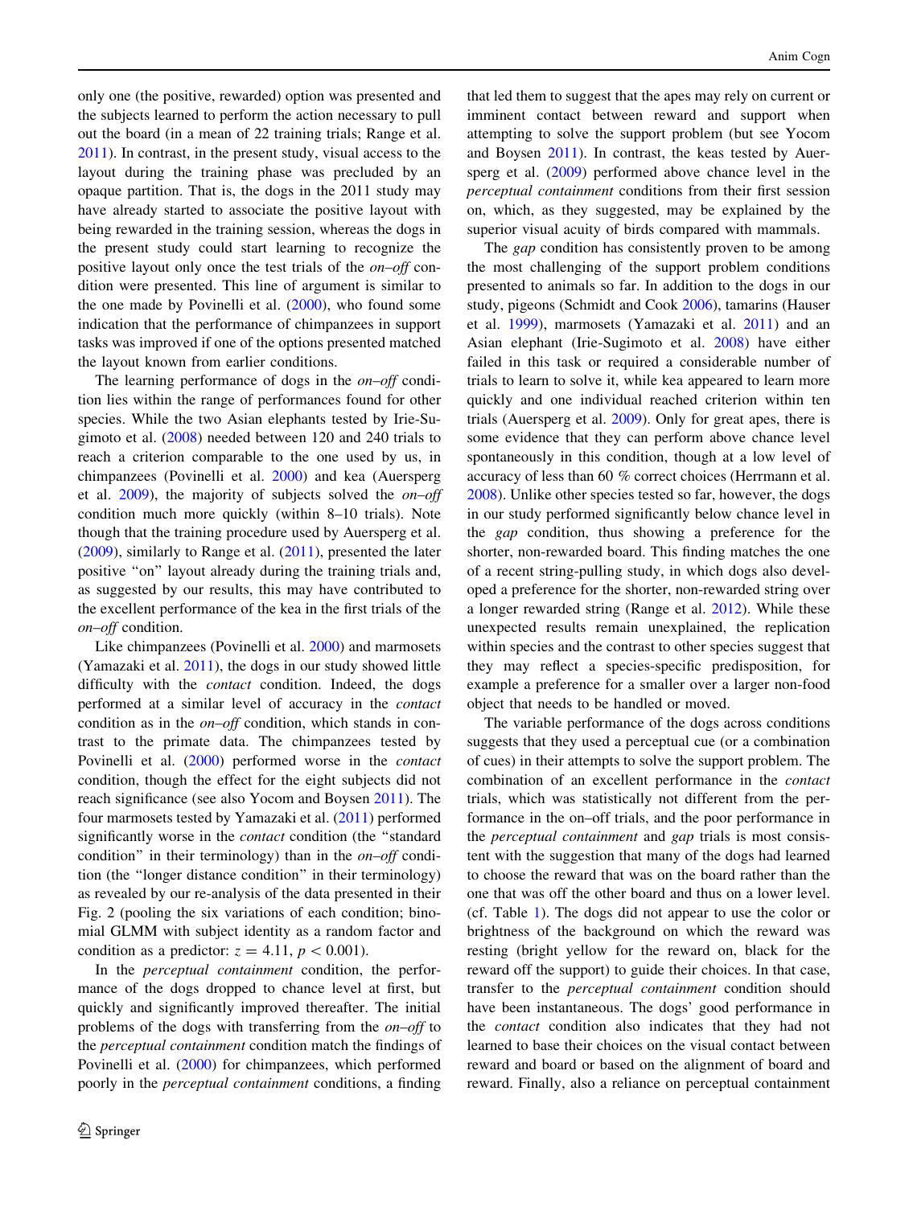only one (the positive, rewarded) option was presented and the subjects learned to perform the action necessary to pull out the board (in a mean of 22 training trials; Range et al. 2011). In contrast, in the present study, visual access to the layout during the training phase was precluded by an opaque partition. That is, the dogs in the 2011 study may have already started to associate the positive layout with being rewarded in the training session, whereas the dogs in the present study could start learning to recognize the positive layout only once the test trials of the *on–off* condition were presented. This line of argument is similar to the one made by Povinelli et al. (2000), who found some indication that the performance of chimpanzees in support tasks was improved if one of the options presented matched the layout known from earlier conditions.

The learning performance of dogs in the *on–off* condition lies within the range of performances found for other species. While the two Asian elephants tested by Irie-Sugimoto et al. (2008) needed between 120 and 240 trials to reach a criterion comparable to the one used by us, in chimpanzees (Povinelli et al. 2000) and kea (Auersperg et al. 2009), the majority of subjects solved the *on–off* condition much more quickly (within 8–10 trials). Note though that the training procedure used by Auersperg et al. (2009), similarly to Range et al. (2011), presented the later positive "on" layout already during the training trials and, as suggested by our results, this may have contributed to the excellent performance of the kea in the first trials of the *on–off* condition.

Like chimpanzees (Povinelli et al. 2000) and marmosets (Yamazaki et al. 2011), the dogs in our study showed little difficulty with the *contact* condition. Indeed, the dogs performed at a similar level of accuracy in the *contact* condition as in the *on–off* condition, which stands in contrast to the primate data. The chimpanzees tested by Povinelli et al. (2000) performed worse in the *contact* condition, though the effect for the eight subjects did not reach significance (see also Yocom and Boysen 2011). The four marmosets tested by Yamazaki et al. (2011) performed significantly worse in the *contact* condition (the "standard condition" in their terminology) than in the *on–off* condition (the "longer distance condition" in their terminology) as revealed by our re-analysis of the data presented in their Fig. 2 (pooling the six variations of each condition; binomial GLMM with subject identity as a random factor and condition as a predictor: $z = 4.11$, $p < 0.001$).

In the *perceptual containment* condition, the performance of the dogs dropped to chance level at first, but quickly and significantly improved thereafter. The initial problems of the dogs with transferring from the *on–off* to the *perceptual containment* condition match the findings of Povinelli et al. (2000) for chimpanzees, which performed poorly in the *perceptual containment* conditions, a finding that led them to suggest that the apes may rely on current or imminent contact between reward and support when attempting to solve the support problem (but see Yocom and Boysen 2011). In contrast, the keas tested by Auersperg et al. (2009) performed above chance level in the *perceptual containment* conditions from their first session on, which, as they suggested, may be explained by the superior visual acuity of birds compared with mammals.

The *gap* condition has consistently proven to be among the most challenging of the support problem conditions presented to animals so far. In addition to the dogs in our study, pigeons (Schmidt and Cook 2006), tamarins (Hauser et al. 1999), marmosets (Yamazaki et al. 2011) and an Asian elephant (Irie-Sugimoto et al. 2008) have either failed in this task or required a considerable number of trials to learn to solve it, while kea appeared to learn more quickly and one individual reached criterion within ten trials (Auersperg et al. 2009). Only for great apes, there is some evidence that they can perform above chance level spontaneously in this condition, though at a low level of accuracy of less than 60 % correct choices (Herrmann et al. 2008). Unlike other species tested so far, however, the dogs in our study performed significantly below chance level in the *gap* condition, thus showing a preference for the shorter, non-rewarded board. This finding matches the one of a recent string-pulling study, in which dogs also developed a preference for the shorter, non-rewarded string over a longer rewarded string (Range et al. 2012). While these unexpected results remain unexplained, the replication within species and the contrast to other species suggest that they may reflect a species-specific predisposition, for example a preference for a smaller over a larger non-food object that needs to be handled or moved.

The variable performance of the dogs across conditions suggests that they used a perceptual cue (or a combination of cues) in their attempts to solve the support problem. The combination of an excellent performance in the *contact* trials, which was statistically not different from the performance in the on–off trials, and the poor performance in the *perceptual containment* and *gap* trials is most consistent with the suggestion that many of the dogs had learned to choose the reward that was on the board rather than the one that was off the other board and thus on a lower level. (cf. Table 1). The dogs did not appear to use the color or brightness of the background on which the reward was resting (bright yellow for the reward on, black for the reward off the support) to guide their choices. In that case, transfer to the *perceptual containment* condition should have been instantaneous. The dogs' good performance in the *contact* condition also indicates that they had not learned to base their choices on the visual contact between reward and board or based on the alignment of board and reward. Finally, also a reliance on perceptual containment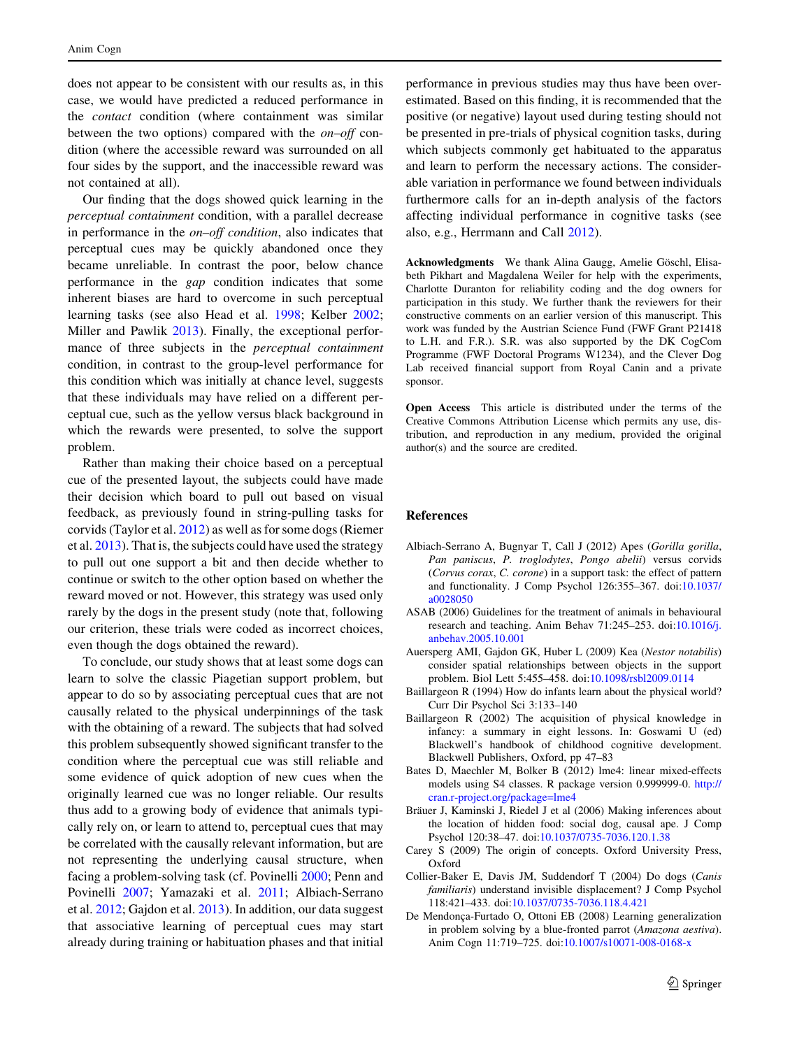does not appear to be consistent with our results as, in this case, we would have predicted a reduced performance in the *contact* condition (where containment was similar between the two options) compared with the *on–off* condition (where the accessible reward was surrounded on all four sides by the support, and the inaccessible reward was not contained at all).

Our finding that the dogs showed quick learning in the *perceptual containment* condition, with a parallel decrease in performance in the *on–off condition*, also indicates that perceptual cues may be quickly abandoned once they became unreliable. In contrast the poor, below chance performance in the *gap* condition indicates that some inherent biases are hard to overcome in such perceptual learning tasks (see also Head et al. 1998; Kelber 2002; Miller and Pawlik 2013). Finally, the exceptional performance of three subjects in the *perceptual containment* condition, in contrast to the group-level performance for this condition which was initially at chance level, suggests that these individuals may have relied on a different perceptual cue, such as the yellow versus black background in which the rewards were presented, to solve the support problem.

Rather than making their choice based on a perceptual cue of the presented layout, the subjects could have made their decision which board to pull out based on visual feedback, as previously found in string-pulling tasks for corvids (Taylor et al. 2012) as well as for some dogs (Riemer et al. 2013). That is, the subjects could have used the strategy to pull out one support a bit and then decide whether to continue or switch to the other option based on whether the reward moved or not. However, this strategy was used only rarely by the dogs in the present study (note that, following our criterion, these trials were coded as incorrect choices, even though the dogs obtained the reward).

To conclude, our study shows that at least some dogs can learn to solve the classic Piagetian support problem, but appear to do so by associating perceptual cues that are not causally related to the physical underpinnings of the task with the obtaining of a reward. The subjects that had solved this problem subsequently showed significant transfer to the condition where the perceptual cue was still reliable and some evidence of quick adoption of new cues when the originally learned cue was no longer reliable. Our results thus add to a growing body of evidence that animals typically rely on, or learn to attend to, perceptual cues that may be correlated with the causally relevant information, but are not representing the underlying causal structure, when facing a problem-solving task (cf. Povinelli 2000; Penn and Povinelli 2007; Yamazaki et al. 2011; Albiach-Serrano et al. 2012; Gajdon et al. 2013). In addition, our data suggest that associative learning of perceptual cues may start already during training or habituation phases and that initial performance in previous studies may thus have been overestimated. Based on this finding, it is recommended that the positive (or negative) layout used during testing should not be presented in pre-trials of physical cognition tasks, during which subjects commonly get habituated to the apparatus and learn to perform the necessary actions. The considerable variation in performance we found between individuals furthermore calls for an in-depth analysis of the factors affecting individual performance in cognitive tasks (see also, e.g., Herrmann and Call 2012).

**Acknowledgments** We thank Alina Gaugg, Amelie Göschl, Elisabeth Pikhart and Magdalena Weiler for help with the experiments, Charlotte Duranton for reliability coding and the dog owners for participation in this study. We further thank the reviewers for their constructive comments on an earlier version of this manuscript. This work was funded by the Austrian Science Fund (FWF Grant P21418 to L.H. and F.R.). S.R. was also supported by the DK CogCom Programme (FWF Doctoral Programs W1234), and the Clever Dog Lab received financial support from Royal Canin and a private sponsor.

**Open Access** This article is distributed under the terms of the Creative Commons Attribution License which permits any use, distribution, and reproduction in any medium, provided the original author(s) and the source are credited.

## References

Albiach-Serrano A, Bugnyar T, Call J (2012) Apes (*Gorilla gorilla*, *Pan paniscus*, *P. troglodytes*, *Pongo abelii*) versus corvids (*Corvus corax*, *C. corone*) in a support task: the effect of pattern and functionality. J Comp Psychol 126:355–367. doi:10.1037/a0028050

ASAB (2006) Guidelines for the treatment of animals in behavioural research and teaching. Anim Behav 71:245–253. doi:10.1016/j.anbehav.2005.10.001

Auersperg AMI, Gajdon GK, Huber L (2009) Kea (*Nestor notabilis*) consider spatial relationships between objects in the support problem. Biol Lett 5:455–458. doi:10.1098/rsbl2009.0114

Baillargeon R (1994) How do infants learn about the physical world? Curr Dir Psychol Sci 3:133–140

Baillargeon R (2002) The acquisition of physical knowledge in infancy: a summary in eight lessons. In: Goswami U (ed) Blackwell's handbook of childhood cognitive development. Blackwell Publishers, Oxford, pp 47–83

Bates D, Maechler M, Bolker B (2012) lme4: linear mixed-effects models using S4 classes. R package version 0.999999-0. http://cran.r-project.org/package=lme4

Bräuer J, Kaminski J, Riedel J et al (2006) Making inferences about the location of hidden food: social dog, causal ape. J Comp Psychol 120:38–47. doi:10.1037/0735-7036.120.1.38

Carey S (2009) The origin of concepts. Oxford University Press, Oxford

Collier-Baker E, Davis JM, Suddendorf T (2004) Do dogs (*Canis familiaris*) understand invisible displacement? J Comp Psychol 118:421–433. doi:10.1037/0735-7036.118.4.421

De Mendonça-Furtado O, Ottoni EB (2008) Learning generalization in problem solving by a blue-fronted parrot (*Amazona aestiva*). Anim Cogn 11:719–725. doi:10.1007/s10071-008-0168-x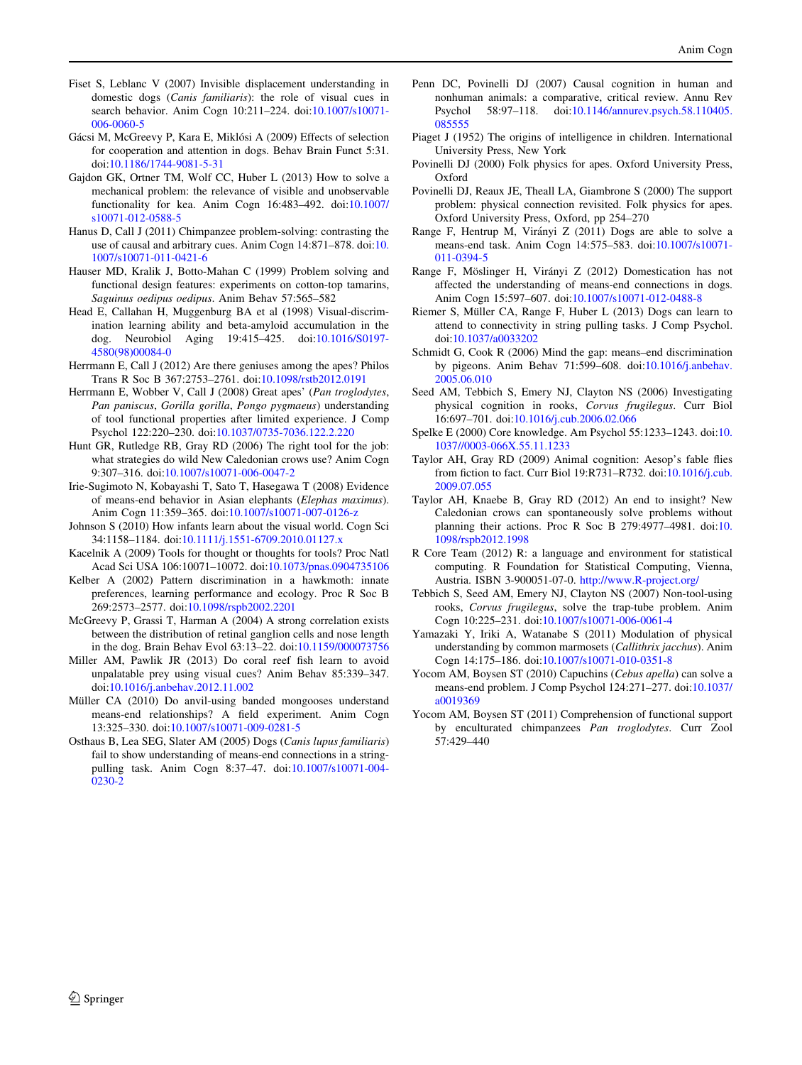Fiset S, Leblanc V (2007) Invisible displacement understanding in domestic dogs (*Canis familiaris*): the role of visual cues in search behavior. Anim Cogn 10:211–224. doi:10.1007/s10071-006-0060-5

Gácsi M, McGreevy P, Kara E, Miklósi A (2009) Effects of selection for cooperation and attention in dogs. Behav Brain Funct 5:31. doi:10.1186/1744-9081-5-31

Gajdon GK, Ortner TM, Wolf CC, Huber L (2013) How to solve a mechanical problem: the relevance of visible and unobservable functionality for kea. Anim Cogn 16:483–492. doi:10.1007/s10071-012-0588-5

Hanus D, Call J (2011) Chimpanzee problem-solving: contrasting the use of causal and arbitrary cues. Anim Cogn 14:871–878. doi:10.1007/s10071-011-0421-6

Hauser MD, Kralik J, Botto-Mahan C (1999) Problem solving and functional design features: experiments on cotton-top tamarins, *Saguinus oedipus oedipus*. Anim Behav 57:565–582

Head E, Callahan H, Muggenburg BA et al (1998) Visual-discrimination learning ability and beta-amyloid accumulation in the dog. Neurobiol Aging 19:415–425. doi:10.1016/S0197-4580(98)00084-0

Herrmann E, Call J (2012) Are there geniuses among the apes? Philos Trans R Soc B 367:2753–2761. doi:10.1098/rstb2012.0191

Herrmann E, Wobber V, Call J (2008) Great apes' (*Pan troglodytes*, *Pan paniscus*, *Gorilla gorilla*, *Pongo pygmaeus*) understanding of tool functional properties after limited experience. J Comp Psychol 122:220–230. doi:10.1037/0735-7036.122.2.220

Hunt GR, Rutledge RB, Gray RD (2006) The right tool for the job: what strategies do wild New Caledonian crows use? Anim Cogn 9:307–316. doi:10.1007/s10071-006-0047-2

Irie-Sugimoto N, Kobayashi T, Sato T, Hasegawa T (2008) Evidence of means-end behavior in Asian elephants (*Elephas maximus*). Anim Cogn 11:359–365. doi:10.1007/s10071-007-0126-z

Johnson S (2010) How infants learn about the visual world. Cogn Sci 34:1158–1184. doi:10.1111/j.1551-6709.2010.01127.x

Kacelnik A (2009) Tools for thought or thoughts for tools? Proc Natl Acad Sci USA 106:10071–10072. doi:10.1073/pnas.0904735106

Kelber A (2002) Pattern discrimination in a hawkmoth: innate preferences, learning performance and ecology. Proc R Soc B 269:2573–2577. doi:10.1098/rspb2002.2201

McGreevy P, Grassi T, Harman A (2004) A strong correlation exists between the distribution of retinal ganglion cells and nose length in the dog. Brain Behav Evol 63:13–22. doi:10.1159/000073756

Miller AM, Pawlik JR (2013) Do coral reef fish learn to avoid unpalatable prey using visual cues? Anim Behav 85:339–347. doi:10.1016/j.anbehav.2012.11.002

Müller CA (2010) Do anvil-using banded mongooses understand means-end relationships? A field experiment. Anim Cogn 13:325–330. doi:10.1007/s10071-009-0281-5

Osthaus B, Lea SEG, Slater AM (2005) Dogs (*Canis lupus familiaris*) fail to show understanding of means-end connections in a string-pulling task. Anim Cogn 8:37–47. doi:10.1007/s10071-004-0230-2

Penn DC, Povinelli DJ (2007) Causal cognition in human and nonhuman animals: a comparative, critical review. Annu Rev Psychol 58:97–118. doi:10.1146/annurev.psych.58.110405.085555

Piaget J (1952) The origins of intelligence in children. International University Press, New York

Povinelli DJ (2000) Folk physics for apes. Oxford University Press, Oxford

Povinelli DJ, Reaux JE, Theall LA, Giambrone S (2000) The support problem: physical connection revisited. Folk physics for apes. Oxford University Press, Oxford, pp 254–270

Range F, Hentrup M, Virányi Z (2011) Dogs are able to solve a means-end task. Anim Cogn 14:575–583. doi:10.1007/s10071-011-0394-5

Range F, Möslinger H, Virányi Z (2012) Domestication has not affected the understanding of means-end connections in dogs. Anim Cogn 15:597–607. doi:10.1007/s10071-012-0488-8

Riemer S, Müller CA, Range F, Huber L (2013) Dogs can learn to attend to connectivity in string pulling tasks. J Comp Psychol. doi:10.1037/a0033202

Schmidt G, Cook R (2006) Mind the gap: means–end discrimination by pigeons. Anim Behav 71:599–608. doi:10.1016/j.anbehav.2005.06.010

Seed AM, Tebbich S, Emery NJ, Clayton NS (2006) Investigating physical cognition in rooks, *Corvus frugilegus*. Curr Biol 16:697–701. doi:10.1016/j.cub.2006.02.066

Spelke E (2000) Core knowledge. Am Psychol 55:1233–1243. doi:10.1037//0003-066X.55.11.1233

Taylor AH, Gray RD (2009) Animal cognition: Aesop's fable flies from fiction to fact. Curr Biol 19:R731–R732. doi:10.1016/j.cub.2009.07.055

Taylor AH, Knaebe B, Gray RD (2012) An end to insight? New Caledonian crows can spontaneously solve problems without planning their actions. Proc R Soc B 279:4977–4981. doi:10.1098/rspb2012.1998

R Core Team (2012) R: a language and environment for statistical computing. R Foundation for Statistical Computing, Vienna, Austria. ISBN 3-900051-07-0. http://www.R-project.org/

Tebbich S, Seed AM, Emery NJ, Clayton NS (2007) Non-tool-using rooks, *Corvus frugilegus*, solve the trap-tube problem. Anim Cogn 10:225–231. doi:10.1007/s10071-006-0061-4

Yamazaki Y, Iriki A, Watanabe S (2011) Modulation of physical understanding by common marmosets (*Callithrix jacchus*). Anim Cogn 14:175–186. doi:10.1007/s10071-010-0351-8

Yocom AM, Boysen ST (2010) Capuchins (*Cebus apella*) can solve a means-end problem. J Comp Psychol 124:271–277. doi:10.1037/a0019369

Yocom AM, Boysen ST (2011) Comprehension of functional support by enculturated chimpanzees *Pan troglodytes*. Curr Zool 57:429–440